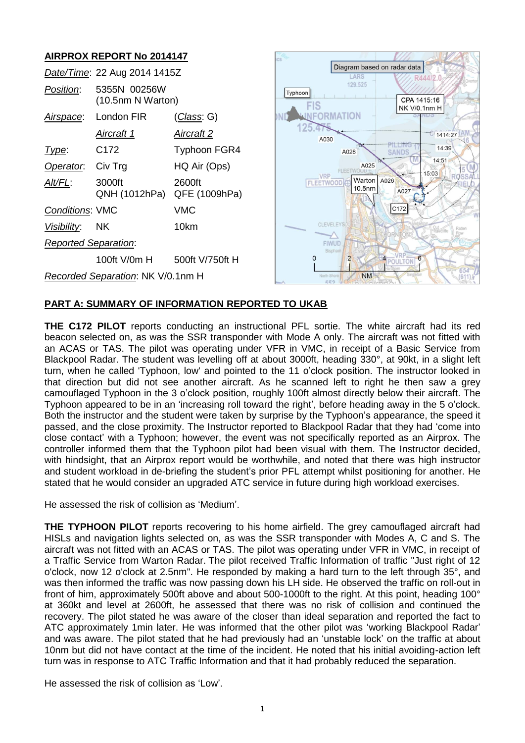**AIRPROX REPORT No 2014147**

| | | |
|---|---|---|
| *Date/Time*: | 22 Aug 2014 1415Z | |
| *Position*: | 5355N 00256W (10.5nm N Warton) | |
| *Airspace*: | London FIR | (*Class*: G) |
| | *Aircraft 1* | *Aircraft 2* |
| *Type*: | C172 | Typhoon FGR4 |
| *Operator*: | Civ Trg | HQ Air (Ops) |
| *Alt/FL*: | 3000ft QNH (1012hPa) | 2600ft QFE (1009hPa) |
| *Conditions*: | VMC | VMC |
| *Visibility*: | NK | 10km |
| *Reported Separation*: | | |
| | 100ft V/0m H | 500ft V/750ft H |
| *Recorded Separation*: | NK V/0.1nm H | |

Diagram based on radar data

## PART A: SUMMARY OF INFORMATION REPORTED TO UKAB

**THE C172 PILOT** reports conducting an instructional PFL sortie. The white aircraft had its red beacon selected on, as was the SSR transponder with Mode A only. The aircraft was not fitted with an ACAS or TAS. The pilot was operating under VFR in VMC, in receipt of a Basic Service from Blackpool Radar. The student was levelling off at about 3000ft, heading 330°, at 90kt, in a slight left turn, when he called 'Typhoon, low' and pointed to the 11 o'clock position. The instructor looked in that direction but did not see another aircraft. As he scanned left to right he then saw a grey camouflaged Typhoon in the 3 o'clock position, roughly 100ft almost directly below their aircraft. The Typhoon appeared to be in an 'increasing roll toward the right', before heading away in the 5 o'clock. Both the instructor and the student were taken by surprise by the Typhoon's appearance, the speed it passed, and the close proximity. The Instructor reported to Blackpool Radar that they had 'come into close contact' with a Typhoon; however, the event was not specifically reported as an Airprox. The controller informed them that the Typhoon pilot had been visual with them. The Instructor decided, with hindsight, that an Airprox report would be worthwhile, and noted that there was high instructor and student workload in de-briefing the student's prior PFL attempt whilst positioning for another. He stated that he would consider an upgraded ATC service in future during high workload exercises.

He assessed the risk of collision as 'Medium'.

**THE TYPHOON PILOT** reports recovering to his home airfield. The grey camouflaged aircraft had HISLs and navigation lights selected on, as was the SSR transponder with Modes A, C and S. The aircraft was not fitted with an ACAS or TAS. The pilot was operating under VFR in VMC, in receipt of a Traffic Service from Warton Radar. The pilot received Traffic Information of traffic "Just right of 12 o'clock, now 12 o'clock at 2.5nm". He responded by making a hard turn to the left through 35°, and was then informed the traffic was now passing down his LH side. He observed the traffic on roll-out in front of him, approximately 500ft above and about 500-1000ft to the right. At this point, heading 100° at 360kt and level at 2600ft, he assessed that there was no risk of collision and continued the recovery. The pilot stated he was aware of the closer than ideal separation and reported the fact to ATC approximately 1min later. He was informed that the other pilot was 'working Blackpool Radar' and was aware. The pilot stated that he had previously had an 'unstable lock' on the traffic at about 10nm but did not have contact at the time of the incident. He noted that his initial avoiding-action left turn was in response to ATC Traffic Information and that it had probably reduced the separation.

He assessed the risk of collision as 'Low'.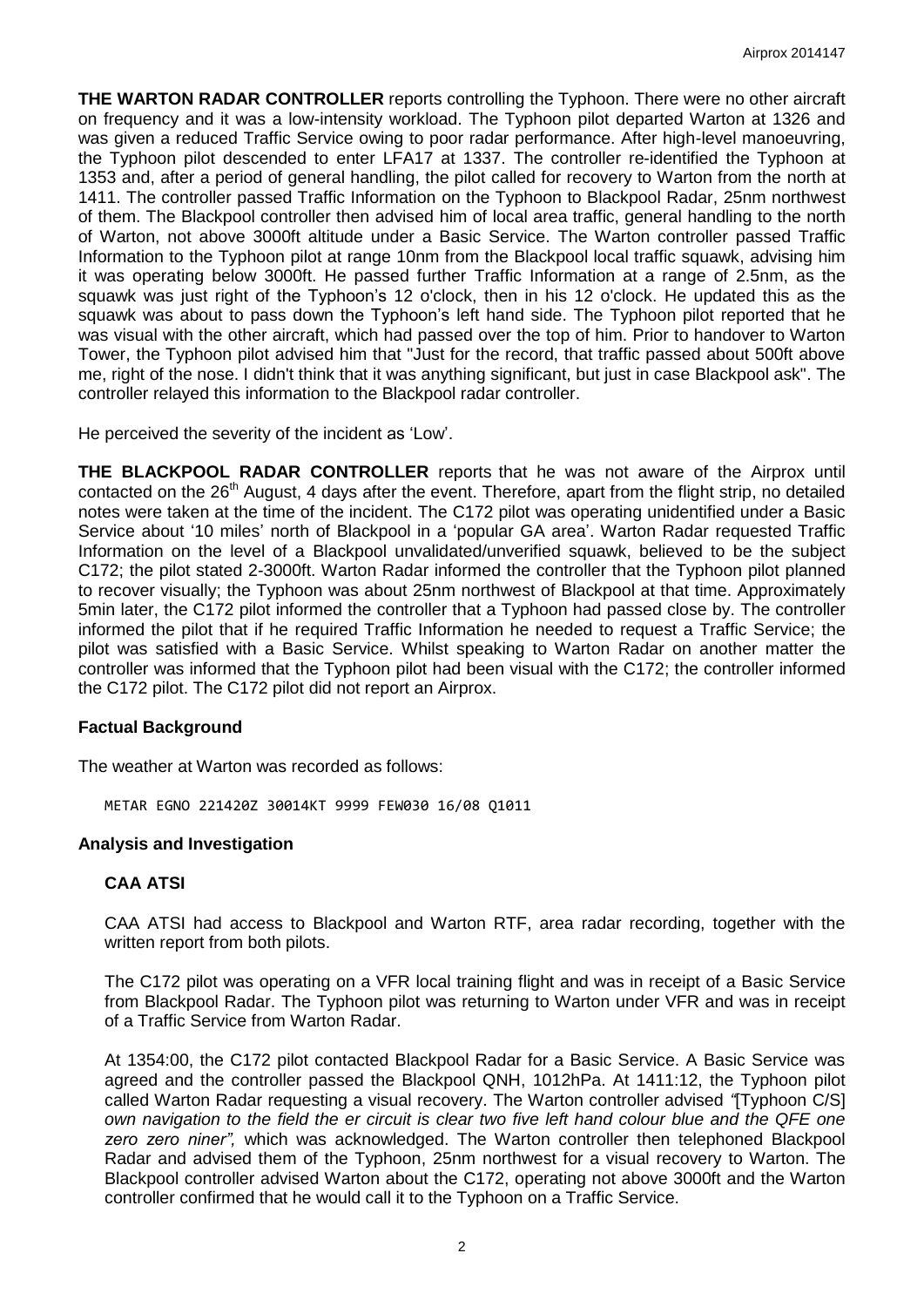**THE WARTON RADAR CONTROLLER** reports controlling the Typhoon. There were no other aircraft on frequency and it was a low-intensity workload. The Typhoon pilot departed Warton at 1326 and was given a reduced Traffic Service owing to poor radar performance. After high-level manoeuvring, the Typhoon pilot descended to enter LFA17 at 1337. The controller re-identified the Typhoon at 1353 and, after a period of general handling, the pilot called for recovery to Warton from the north at 1411. The controller passed Traffic Information on the Typhoon to Blackpool Radar, 25nm northwest of them. The Blackpool controller then advised him of local area traffic, general handling to the north of Warton, not above 3000ft altitude under a Basic Service. The Warton controller passed Traffic Information to the Typhoon pilot at range 10nm from the Blackpool local traffic squawk, advising him it was operating below 3000ft. He passed further Traffic Information at a range of 2.5nm, as the squawk was just right of the Typhoon's 12 o'clock, then in his 12 o'clock. He updated this as the squawk was about to pass down the Typhoon's left hand side. The Typhoon pilot reported that he was visual with the other aircraft, which had passed over the top of him. Prior to handover to Warton Tower, the Typhoon pilot advised him that "Just for the record, that traffic passed about 500ft above me, right of the nose. I didn't think that it was anything significant, but just in case Blackpool ask". The controller relayed this information to the Blackpool radar controller.

He perceived the severity of the incident as 'Low'.

**THE BLACKPOOL RADAR CONTROLLER** reports that he was not aware of the Airprox until contacted on the 26th August, 4 days after the event. Therefore, apart from the flight strip, no detailed notes were taken at the time of the incident. The C172 pilot was operating unidentified under a Basic Service about '10 miles' north of Blackpool in a 'popular GA area'. Warton Radar requested Traffic Information on the level of a Blackpool unvalidated/unverified squawk, believed to be the subject C172; the pilot stated 2-3000ft. Warton Radar informed the controller that the Typhoon pilot planned to recover visually; the Typhoon was about 25nm northwest of Blackpool at that time. Approximately 5min later, the C172 pilot informed the controller that a Typhoon had passed close by. The controller informed the pilot that if he required Traffic Information he needed to request a Traffic Service; the pilot was satisfied with a Basic Service. Whilst speaking to Warton Radar on another matter the controller was informed that the Typhoon pilot had been visual with the C172; the controller informed the C172 pilot. The C172 pilot did not report an Airprox.

## Factual Background

The weather at Warton was recorded as follows:

```
METAR EGNO 221420Z 30014KT 9999 FEW030 16/08 Q1011
```

## Analysis and Investigation

### CAA ATSI

CAA ATSI had access to Blackpool and Warton RTF, area radar recording, together with the written report from both pilots.

The C172 pilot was operating on a VFR local training flight and was in receipt of a Basic Service from Blackpool Radar. The Typhoon pilot was returning to Warton under VFR and was in receipt of a Traffic Service from Warton Radar.

At 1354:00, the C172 pilot contacted Blackpool Radar for a Basic Service. A Basic Service was agreed and the controller passed the Blackpool QNH, 1012hPa. At 1411:12, the Typhoon pilot called Warton Radar requesting a visual recovery. The Warton controller advised *"[Typhoon C/S] own navigation to the field the er circuit is clear two five left hand colour blue and the QFE one zero zero niner",* which was acknowledged. The Warton controller then telephoned Blackpool Radar and advised them of the Typhoon, 25nm northwest for a visual recovery to Warton. The Blackpool controller advised Warton about the C172, operating not above 3000ft and the Warton controller confirmed that he would call it to the Typhoon on a Traffic Service.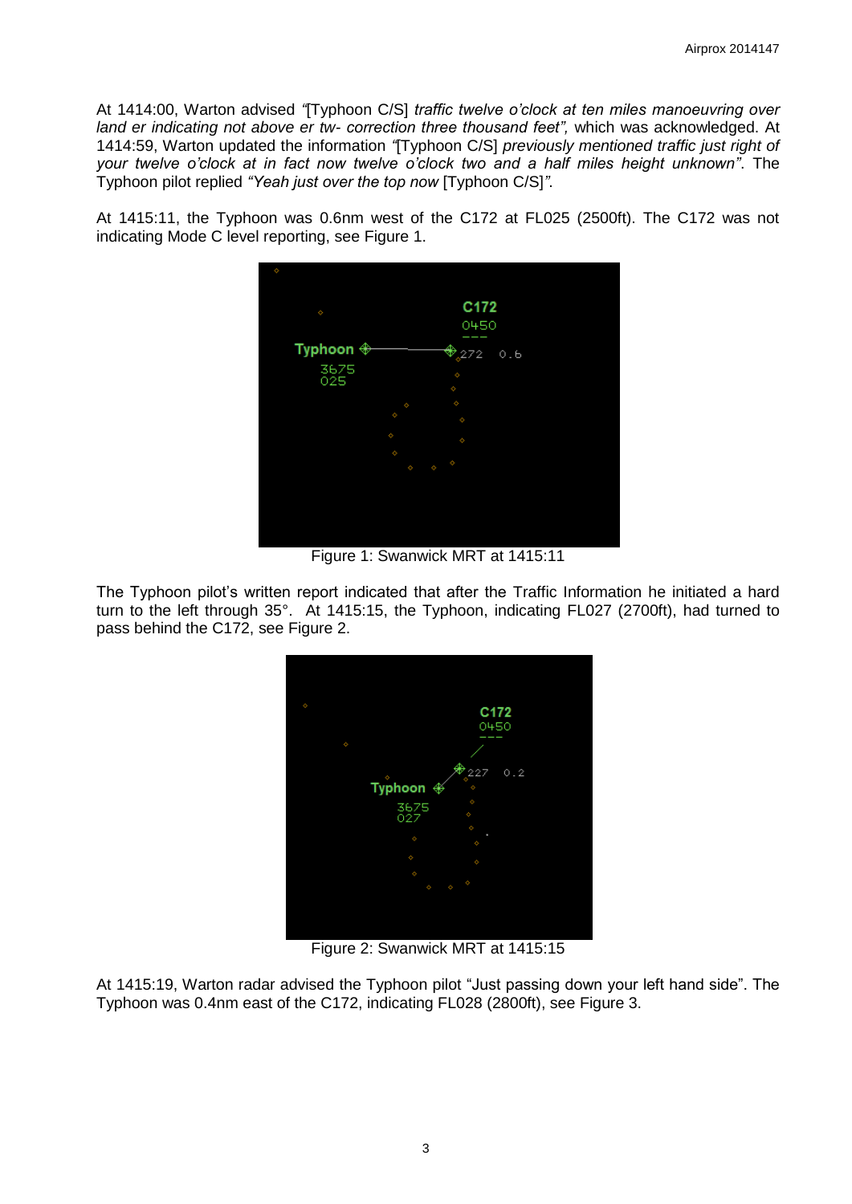At 1414:00, Warton advised *"*[Typhoon C/S] *traffic twelve o'clock at ten miles manoeuvring over land er indicating not above er tw- correction three thousand feet",* which was acknowledged. At 1414:59, Warton updated the information *"*[Typhoon C/S] *previously mentioned traffic just right of your twelve o'clock at in fact now twelve o'clock two and a half miles height unknown"*. The Typhoon pilot replied *"Yeah just over the top now* [Typhoon C/S]*"*.

At 1415:11, the Typhoon was 0.6nm west of the C172 at FL025 (2500ft). The C172 was not indicating Mode C level reporting, see Figure 1.

Figure 1: Swanwick MRT at 1415:11

The Typhoon pilot's written report indicated that after the Traffic Information he initiated a hard turn to the left through 35°. At 1415:15, the Typhoon, indicating FL027 (2700ft), had turned to pass behind the C172, see Figure 2.

Figure 2: Swanwick MRT at 1415:15

At 1415:19, Warton radar advised the Typhoon pilot "Just passing down your left hand side". The Typhoon was 0.4nm east of the C172, indicating FL028 (2800ft), see Figure 3.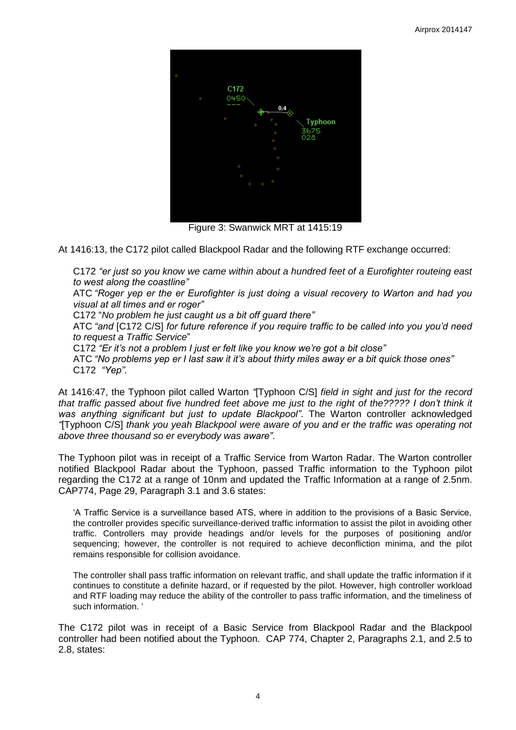Figure 3: Swanwick MRT at 1415:19

At 1416:13, the C172 pilot called Blackpool Radar and the following RTF exchange occurred:

> C172 *"er just so you know we came within about a hundred feet of a Eurofighter routeing east to west along the coastline"*
>
> ATC *"Roger yep er the er Eurofighter is just doing a visual recovery to Warton and had you visual at all times and er roger"*
>
> C172 "*No problem he just caught us a bit off guard there"*
>
> ATC *"and* [C172 C/S] *for future reference if you require traffic to be called into you you'd need to request a Traffic Service*"
>
> C172 *"Er it's not a problem I just er felt like you know we're got a bit close"*
>
> ATC *"No problems yep er I last saw it it's about thirty miles away er a bit quick those ones"*
>
> C172 *"Yep"*.

At 1416:47, the Typhoon pilot called Warton *"*[Typhoon C/S] *field in sight and just for the record that traffic passed about five hundred feet above me just to the right of the????? I don't think it was anything significant but just to update Blackpool"*. The Warton controller acknowledged *"*[Typhoon C/S] *thank you yeah Blackpool were aware of you and er the traffic was operating not above three thousand so er everybody was aware"*.

The Typhoon pilot was in receipt of a Traffic Service from Warton Radar. The Warton controller notified Blackpool Radar about the Typhoon, passed Traffic information to the Typhoon pilot regarding the C172 at a range of 10nm and updated the Traffic Information at a range of 2.5nm. CAP774, Page 29, Paragraph 3.1 and 3.6 states:

> 'A Traffic Service is a surveillance based ATS, where in addition to the provisions of a Basic Service, the controller provides specific surveillance-derived traffic information to assist the pilot in avoiding other traffic. Controllers may provide headings and/or levels for the purposes of positioning and/or sequencing; however, the controller is not required to achieve deconfliction minima, and the pilot remains responsible for collision avoidance.
>
> The controller shall pass traffic information on relevant traffic, and shall update the traffic information if it continues to constitute a definite hazard, or if requested by the pilot. However, high controller workload and RTF loading may reduce the ability of the controller to pass traffic information, and the timeliness of such information. '

The C172 pilot was in receipt of a Basic Service from Blackpool Radar and the Blackpool controller had been notified about the Typhoon. CAP 774, Chapter 2, Paragraphs 2.1, and 2.5 to 2.8, states: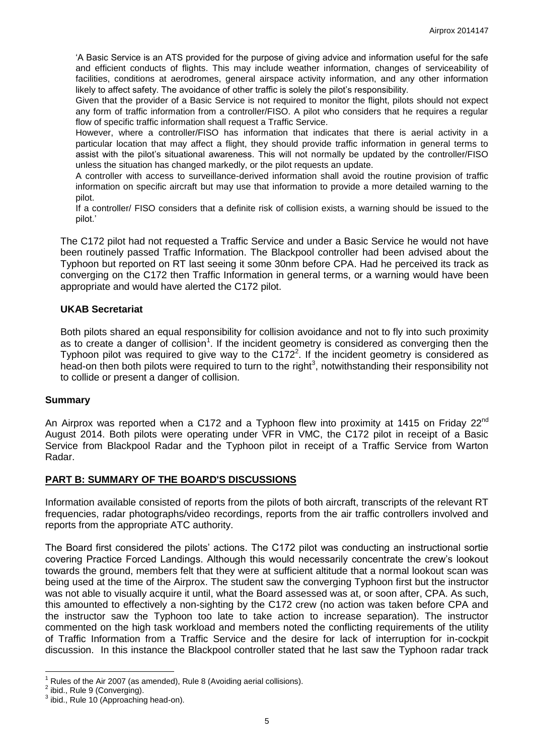'A Basic Service is an ATS provided for the purpose of giving advice and information useful for the safe and efficient conducts of flights. This may include weather information, changes of serviceability of facilities, conditions at aerodromes, general airspace activity information, and any other information likely to affect safety. The avoidance of other traffic is solely the pilot's responsibility.

Given that the provider of a Basic Service is not required to monitor the flight, pilots should not expect any form of traffic information from a controller/FISO. A pilot who considers that he requires a regular flow of specific traffic information shall request a Traffic Service.

However, where a controller/FISO has information that indicates that there is aerial activity in a particular location that may affect a flight, they should provide traffic information in general terms to assist with the pilot's situational awareness. This will not normally be updated by the controller/FISO unless the situation has changed markedly, or the pilot requests an update.

A controller with access to surveillance-derived information shall avoid the routine provision of traffic information on specific aircraft but may use that information to provide a more detailed warning to the pilot.

If a controller/ FISO considers that a definite risk of collision exists, a warning should be issued to the pilot.'

The C172 pilot had not requested a Traffic Service and under a Basic Service he would not have been routinely passed Traffic Information. The Blackpool controller had been advised about the Typhoon but reported on RT last seeing it some 30nm before CPA. Had he perceived its track as converging on the C172 then Traffic Information in general terms, or a warning would have been appropriate and would have alerted the C172 pilot.

### UKAB Secretariat

Both pilots shared an equal responsibility for collision avoidance and not to fly into such proximity as to create a danger of collision[1]. If the incident geometry is considered as converging then the Typhoon pilot was required to give way to the C172[2]. If the incident geometry is considered as head-on then both pilots were required to turn to the right[3], notwithstanding their responsibility not to collide or present a danger of collision.

## Summary

An Airprox was reported when a C172 and a Typhoon flew into proximity at 1415 on Friday 22nd August 2014. Both pilots were operating under VFR in VMC, the C172 pilot in receipt of a Basic Service from Blackpool Radar and the Typhoon pilot in receipt of a Traffic Service from Warton Radar.

## PART B: SUMMARY OF THE BOARD'S DISCUSSIONS

Information available consisted of reports from the pilots of both aircraft, transcripts of the relevant RT frequencies, radar photographs/video recordings, reports from the air traffic controllers involved and reports from the appropriate ATC authority.

The Board first considered the pilots' actions. The C172 pilot was conducting an instructional sortie covering Practice Forced Landings. Although this would necessarily concentrate the crew's lookout towards the ground, members felt that they were at sufficient altitude that a normal lookout scan was being used at the time of the Airprox. The student saw the converging Typhoon first but the instructor was not able to visually acquire it until, what the Board assessed was at, or soon after, CPA. As such, this amounted to effectively a non-sighting by the C172 crew (no action was taken before CPA and the instructor saw the Typhoon too late to take action to increase separation). The instructor commented on the high task workload and members noted the conflicting requirements of the utility of Traffic Information from a Traffic Service and the desire for lack of interruption for in-cockpit discussion. In this instance the Blackpool controller stated that he last saw the Typhoon radar track

---

[1] Rules of the Air 2007 (as amended), Rule 8 (Avoiding aerial collisions).

[2] ibid., Rule 9 (Converging).

[3] ibid., Rule 10 (Approaching head-on).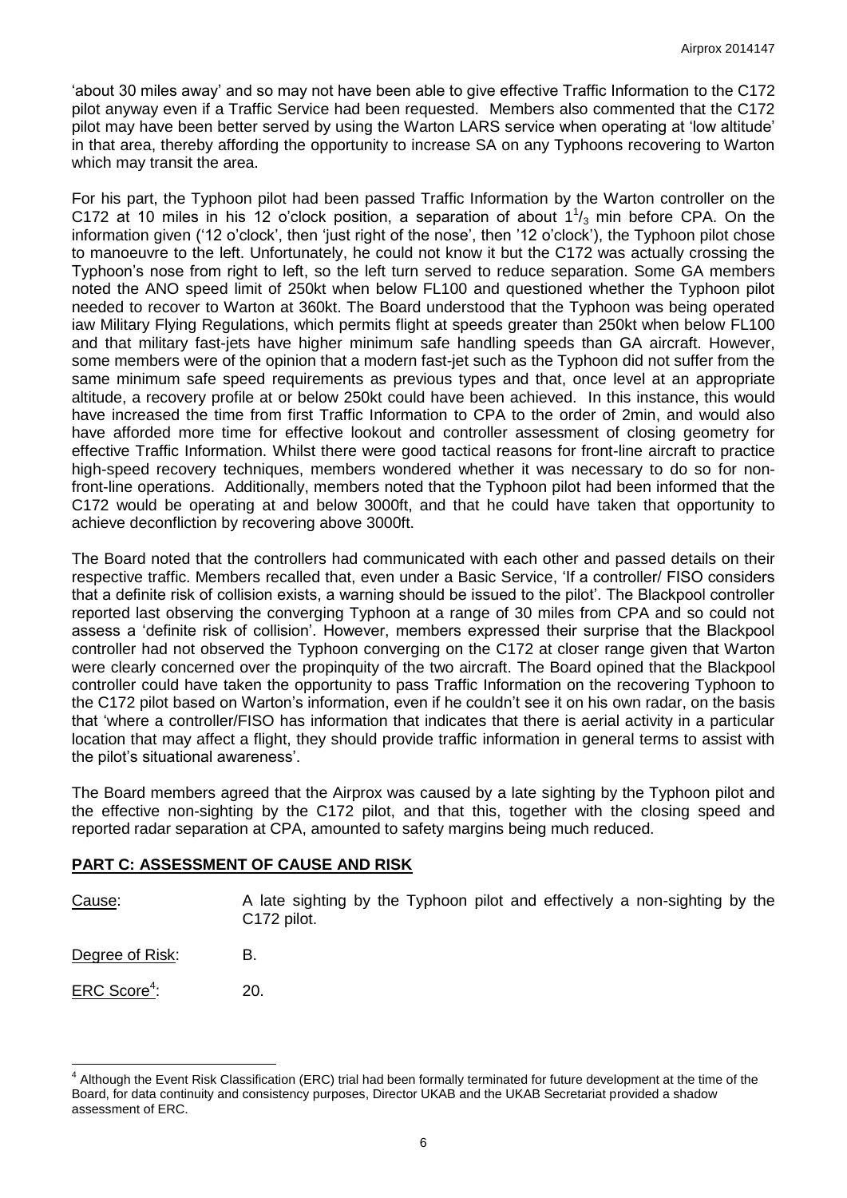'about 30 miles away' and so may not have been able to give effective Traffic Information to the C172 pilot anyway even if a Traffic Service had been requested. Members also commented that the C172 pilot may have been better served by using the Warton LARS service when operating at 'low altitude' in that area, thereby affording the opportunity to increase SA on any Typhoons recovering to Warton which may transit the area.

For his part, the Typhoon pilot had been passed Traffic Information by the Warton controller on the C172 at 10 miles in his 12 o'clock position, a separation of about $1^1/_3$ min before CPA. On the information given ('12 o'clock', then 'just right of the nose', then '12 o'clock'), the Typhoon pilot chose to manoeuvre to the left. Unfortunately, he could not know it but the C172 was actually crossing the Typhoon's nose from right to left, so the left turn served to reduce separation. Some GA members noted the ANO speed limit of 250kt when below FL100 and questioned whether the Typhoon pilot needed to recover to Warton at 360kt. The Board understood that the Typhoon was being operated iaw Military Flying Regulations, which permits flight at speeds greater than 250kt when below FL100 and that military fast-jets have higher minimum safe handling speeds than GA aircraft. However, some members were of the opinion that a modern fast-jet such as the Typhoon did not suffer from the same minimum safe speed requirements as previous types and that, once level at an appropriate altitude, a recovery profile at or below 250kt could have been achieved. In this instance, this would have increased the time from first Traffic Information to CPA to the order of 2min, and would also have afforded more time for effective lookout and controller assessment of closing geometry for effective Traffic Information. Whilst there were good tactical reasons for front-line aircraft to practice high-speed recovery techniques, members wondered whether it was necessary to do so for non-front-line operations. Additionally, members noted that the Typhoon pilot had been informed that the C172 would be operating at and below 3000ft, and that he could have taken that opportunity to achieve deconfliction by recovering above 3000ft.

The Board noted that the controllers had communicated with each other and passed details on their respective traffic. Members recalled that, even under a Basic Service, 'If a controller/ FISO considers that a definite risk of collision exists, a warning should be issued to the pilot'. The Blackpool controller reported last observing the converging Typhoon at a range of 30 miles from CPA and so could not assess a 'definite risk of collision'. However, members expressed their surprise that the Blackpool controller had not observed the Typhoon converging on the C172 at closer range given that Warton were clearly concerned over the propinquity of the two aircraft. The Board opined that the Blackpool controller could have taken the opportunity to pass Traffic Information on the recovering Typhoon to the C172 pilot based on Warton's information, even if he couldn't see it on his own radar, on the basis that 'where a controller/FISO has information that indicates that there is aerial activity in a particular location that may affect a flight, they should provide traffic information in general terms to assist with the pilot's situational awareness'.

The Board members agreed that the Airprox was caused by a late sighting by the Typhoon pilot and the effective non-sighting by the C172 pilot, and that this, together with the closing speed and reported radar separation at CPA, amounted to safety margins being much reduced.

## PART C: ASSESSMENT OF CAUSE AND RISK

Cause: A late sighting by the Typhoon pilot and effectively a non-sighting by the C172 pilot.

Degree of Risk: B.

ERC Score[4]: 20.

[4] Although the Event Risk Classification (ERC) trial had been formally terminated for future development at the time of the Board, for data continuity and consistency purposes, Director UKAB and the UKAB Secretariat provided a shadow assessment of ERC.